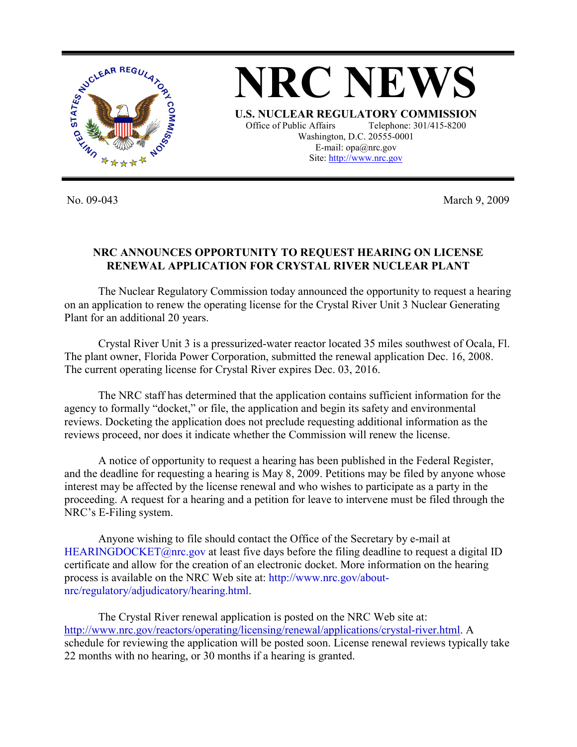# NRC NEWS

**U.S. NUCLEAR REGULATORY COMMISSION**

Office of Public Affairs Telephone: 301/415-8200
Washington, D.C. 20555-0001
E-mail: opa@nrc.gov
Site: http://www.nrc.gov

No. 09-043 March 9, 2009

## NRC ANNOUNCES OPPORTUNITY TO REQUEST HEARING ON LICENSE RENEWAL APPLICATION FOR CRYSTAL RIVER NUCLEAR PLANT

The Nuclear Regulatory Commission today announced the opportunity to request a hearing on an application to renew the operating license for the Crystal River Unit 3 Nuclear Generating Plant for an additional 20 years.

Crystal River Unit 3 is a pressurized-water reactor located 35 miles southwest of Ocala, Fl. The plant owner, Florida Power Corporation, submitted the renewal application Dec. 16, 2008. The current operating license for Crystal River expires Dec. 03, 2016.

The NRC staff has determined that the application contains sufficient information for the agency to formally "docket," or file, the application and begin its safety and environmental reviews. Docketing the application does not preclude requesting additional information as the reviews proceed, nor does it indicate whether the Commission will renew the license.

A notice of opportunity to request a hearing has been published in the Federal Register, and the deadline for requesting a hearing is May 8, 2009. Petitions may be filed by anyone whose interest may be affected by the license renewal and who wishes to participate as a party in the proceeding. A request for a hearing and a petition for leave to intervene must be filed through the NRC's E-Filing system.

Anyone wishing to file should contact the Office of the Secretary by e-mail at HEARINGDOCKET@nrc.gov at least five days before the filing deadline to request a digital ID certificate and allow for the creation of an electronic docket. More information on the hearing process is available on the NRC Web site at: http://www.nrc.gov/about-nrc/regulatory/adjudicatory/hearing.html.

The Crystal River renewal application is posted on the NRC Web site at: http://www.nrc.gov/reactors/operating/licensing/renewal/applications/crystal-river.html. A schedule for reviewing the application will be posted soon. License renewal reviews typically take 22 months with no hearing, or 30 months if a hearing is granted.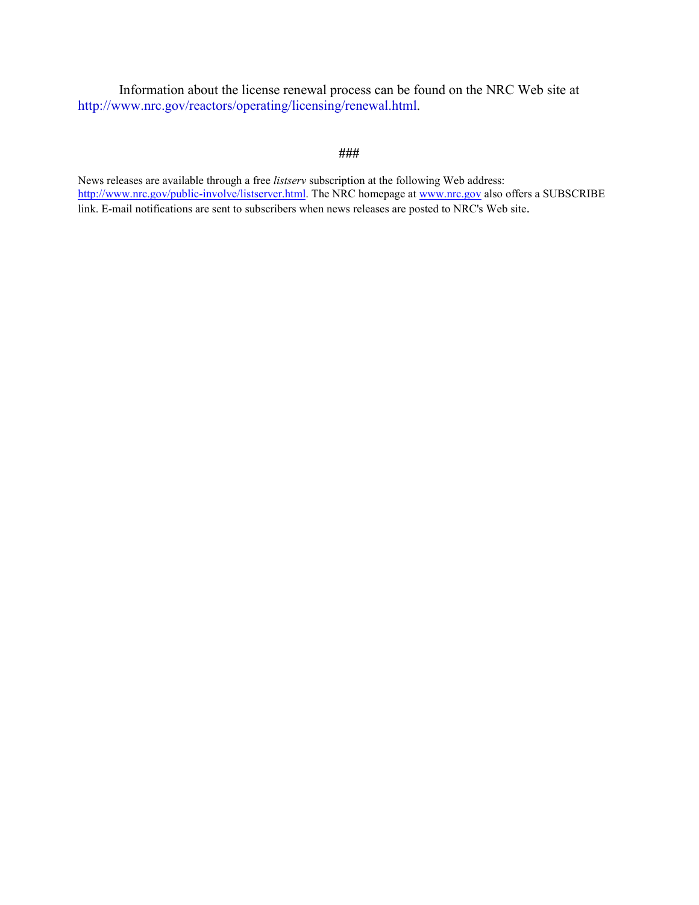Information about the license renewal process can be found on the NRC Web site at http://www.nrc.gov/reactors/operating/licensing/renewal.html.

###

News releases are available through a free *listserv* subscription at the following Web address: http://www.nrc.gov/public-involve/listserver.html. The NRC homepage at www.nrc.gov also offers a SUBSCRIBE link. E-mail notifications are sent to subscribers when news releases are posted to NRC's Web site.